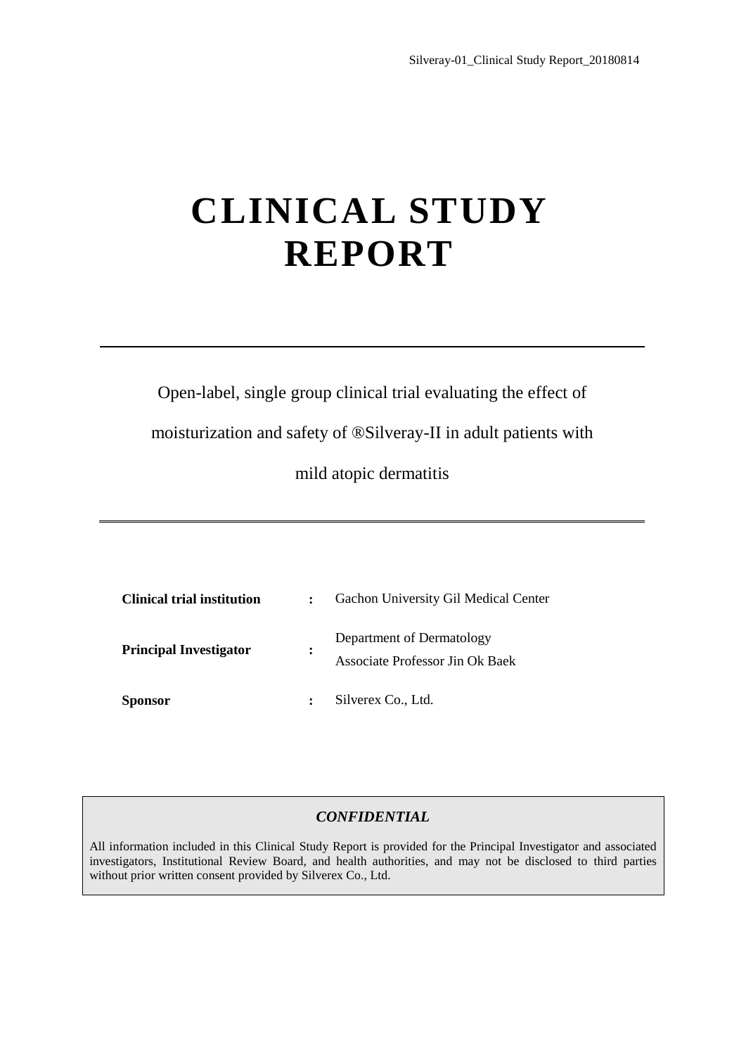# CLINICAL STUDY REPORT

---

Open-label, single group clinical trial evaluating the effect of moisturization and safety of ®Silveray-II in adult patients with mild atopic dermatitis

---

| | | |
|---|---|---|
| **Clinical trial institution** | **:** | Gachon University Gil Medical Center |
| **Principal Investigator** | **:** | Department of Dermatology<br>Associate Professor Jin Ok Baek |
| **Sponsor** | **:** | Silverex Co., Ltd. |

***CONFIDENTIAL***

All information included in this Clinical Study Report is provided for the Principal Investigator and associated investigators, Institutional Review Board, and health authorities, and may not be disclosed to third parties without prior written consent provided by Silverex Co., Ltd.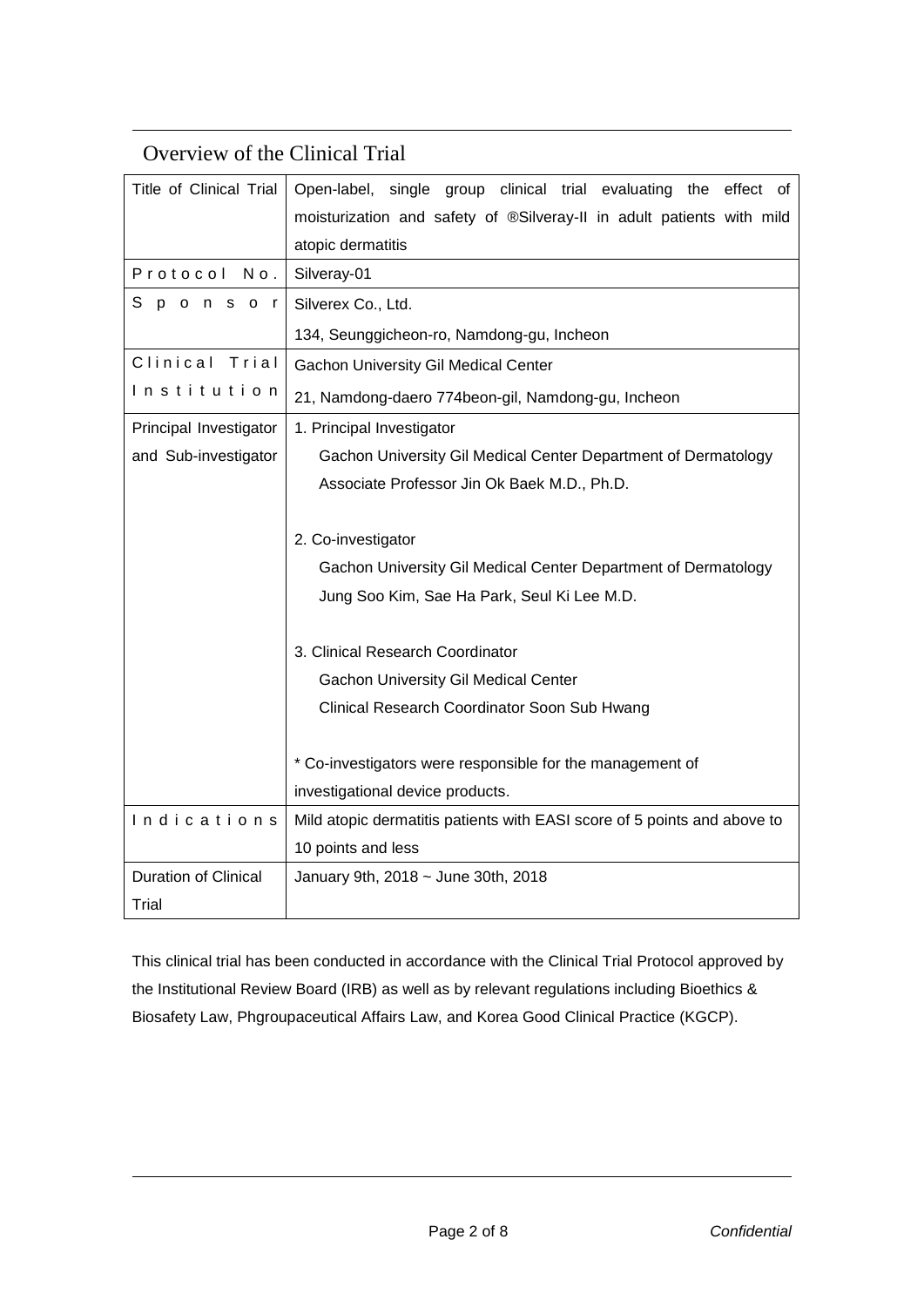## Overview of the Clinical Trial

| Title of Clinical Trial | Open-label, single group clinical trial evaluating the effect of moisturization and safety of ®Silveray-II in adult patients with mild atopic dermatitis |
|---|---|
| Protocol No. | Silveray-01 |
| Sponsor | Silverex Co., Ltd.<br>134, Seunggicheon-ro, Namdong-gu, Incheon |
| Clinical Trial Institution | Gachon University Gil Medical Center<br>21, Namdong-daero 774beon-gil, Namdong-gu, Incheon |
| Principal Investigator and Sub-investigator | 1. Principal Investigator<br>Gachon University Gil Medical Center Department of Dermatology<br>Associate Professor Jin Ok Baek M.D., Ph.D.<br><br>2. Co-investigator<br>Gachon University Gil Medical Center Department of Dermatology<br>Jung Soo Kim, Sae Ha Park, Seul Ki Lee M.D.<br><br>3. Clinical Research Coordinator<br>Gachon University Gil Medical Center<br>Clinical Research Coordinator Soon Sub Hwang<br><br>* Co-investigators were responsible for the management of investigational device products. |
| Indications | Mild atopic dermatitis patients with EASI score of 5 points and above to 10 points and less |
| Duration of Clinical Trial | January 9th, 2018 ~ June 30th, 2018 |

This clinical trial has been conducted in accordance with the Clinical Trial Protocol approved by the Institutional Review Board (IRB) as well as by relevant regulations including Bioethics & Biosafety Law, Phgroupaceutical Affairs Law, and Korea Good Clinical Practice (KGCP).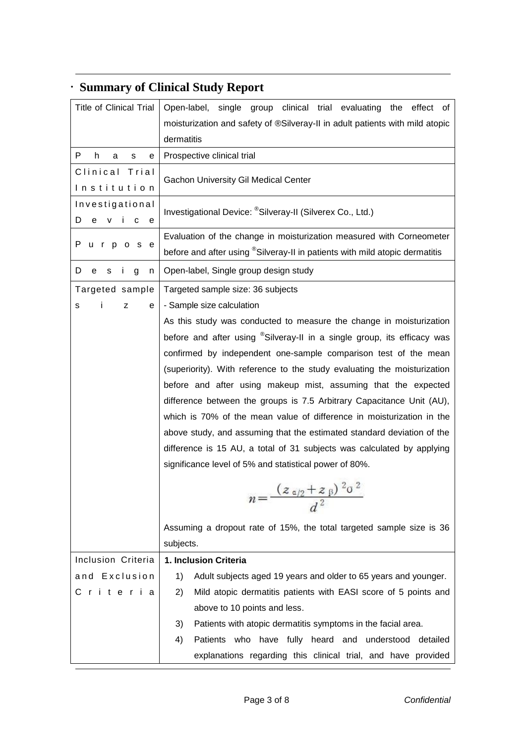## · Summary of Clinical Study Report

| | |
|---|---|
| Title of Clinical Trial | Open-label, single group clinical trial evaluating the effect of moisturization and safety of ®Silveray-II in adult patients with mild atopic dermatitis |
| Phase | Prospective clinical trial |
| Clinical Trial Institution | Gachon University Gil Medical Center |
| Investigational Device | Investigational Device: ®Silveray-II (Silverex Co., Ltd.) |
| Purpose | Evaluation of the change in moisturization measured with Corneometer before and after using ®Silveray-II in patients with mild atopic dermatitis |
| Design | Open-label, Single group design study |
| Targeted sample size | Targeted sample size: 36 subjects<br>- Sample size calculation<br>As this study was conducted to measure the change in moisturization before and after using ®Silveray-II in a single group, its efficacy was confirmed by independent one-sample comparison test of the mean (superiority). With reference to the study evaluating the moisturization before and after using makeup mist, assuming that the expected difference between the groups is 7.5 Arbitrary Capacitance Unit (AU), which is 70% of the mean value of difference in moisturization in the above study, and assuming that the estimated standard deviation of the difference is 15 AU, a total of 31 subjects was calculated by applying significance level of 5% and statistical power of 80%.<br>$$n = \frac{(z_{\alpha/2} + z_{\beta})^2 \sigma^2}{d^2}$$<br>Assuming a dropout rate of 15%, the total targeted sample size is 36 subjects. |
| Inclusion Criteria and Exclusion Criteria | **1. Inclusion Criteria**<br>1) Adult subjects aged 19 years and older to 65 years and younger.<br>2) Mild atopic dermatitis patients with EASI score of 5 points and above to 10 points and less.<br>3) Patients with atopic dermatitis symptoms in the facial area.<br>4) Patients who have fully heard and understood detailed explanations regarding this clinical trial, and have provided |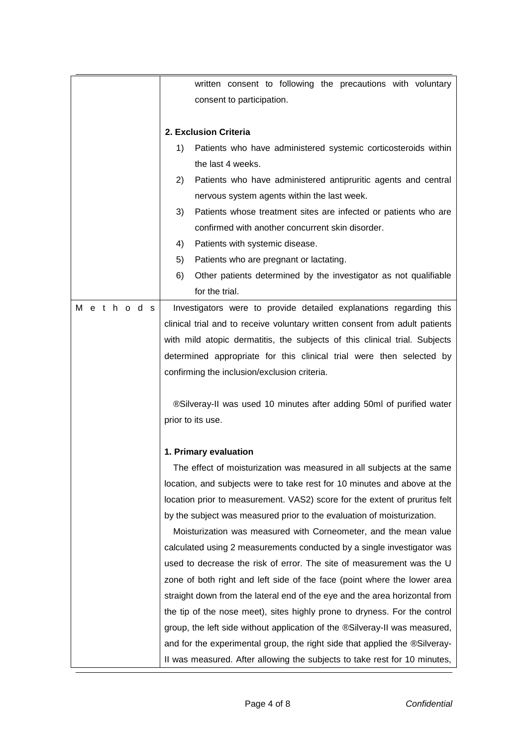| | |
|---|---|
| | written consent to following the precautions with voluntary consent to participation.<br><br>**2. Exclusion Criteria**<br>1) Patients who have administered systemic corticosteroids within the last 4 weeks.<br>2) Patients who have administered antipruritic agents and central nervous system agents within the last week.<br>3) Patients whose treatment sites are infected or patients who are confirmed with another concurrent skin disorder.<br>4) Patients with systemic disease.<br>5) Patients who are pregnant or lactating.<br>6) Other patients determined by the investigator as not qualifiable for the trial. |
| Methods | Investigators were to provide detailed explanations regarding this clinical trial and to receive voluntary written consent from adult patients with mild atopic dermatitis, the subjects of this clinical trial. Subjects determined appropriate for this clinical trial were then selected by confirming the inclusion/exclusion criteria.<br><br>®Silveray-II was used 10 minutes after adding 50ml of purified water prior to its use.<br><br>**1. Primary evaluation**<br>The effect of moisturization was measured in all subjects at the same location, and subjects were to take rest for 10 minutes and above at the location prior to measurement. VAS2) score for the extent of pruritus felt by the subject was measured prior to the evaluation of moisturization.<br>Moisturization was measured with Corneometer, and the mean value calculated using 2 measurements conducted by a single investigator was used to decrease the risk of error. The site of measurement was the U zone of both right and left side of the face (point where the lower area straight down from the lateral end of the eye and the area horizontal from the tip of the nose meet), sites highly prone to dryness. For the control group, the left side without application of the ®Silveray-II was measured, and for the experimental group, the right side that applied the ®Silveray-II was measured. After allowing the subjects to take rest for 10 minutes, |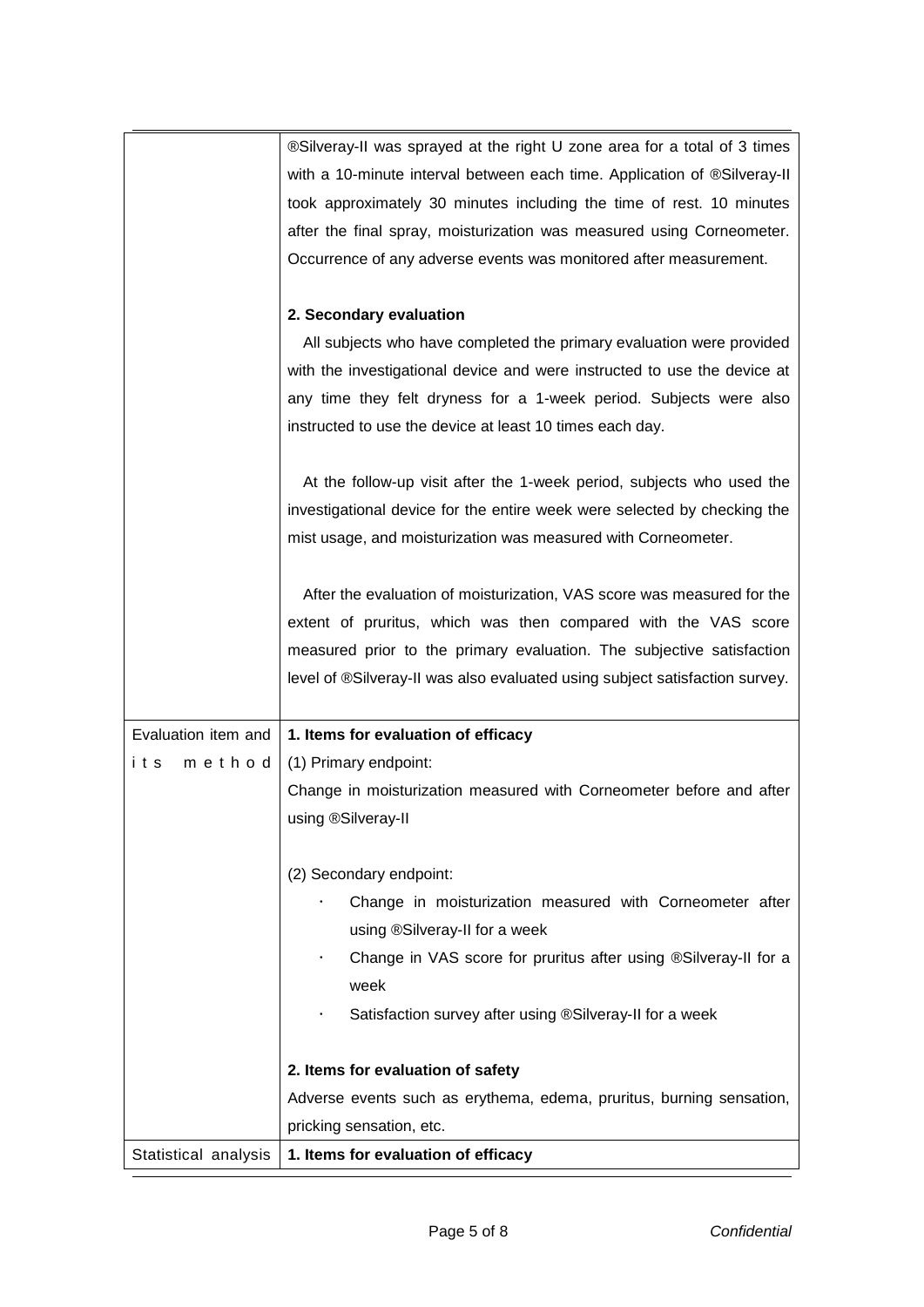| | |
|---|---|
| | ®Silveray-II was sprayed at the right U zone area for a total of 3 times with a 10-minute interval between each time. Application of ®Silveray-II took approximately 30 minutes including the time of rest. 10 minutes after the final spray, moisturization was measured using Corneometer. Occurrence of any adverse events was monitored after measurement.<br><br>**2. Secondary evaluation**<br>All subjects who have completed the primary evaluation were provided with the investigational device and were instructed to use the device at any time they felt dryness for a 1-week period. Subjects were also instructed to use the device at least 10 times each day.<br><br>At the follow-up visit after the 1-week period, subjects who used the investigational device for the entire week were selected by checking the mist usage, and moisturization was measured with Corneometer.<br><br>After the evaluation of moisturization, VAS score was measured for the extent of pruritus, which was then compared with the VAS score measured prior to the primary evaluation. The subjective satisfaction level of ®Silveray-II was also evaluated using subject satisfaction survey. |
| Evaluation item and its method | **1. Items for evaluation of efficacy**<br>(1) Primary endpoint:<br>Change in moisturization measured with Corneometer before and after using ®Silveray-II<br><br>(2) Secondary endpoint:<br>· Change in moisturization measured with Corneometer after using ®Silveray-II for a week<br>· Change in VAS score for pruritus after using ®Silveray-II for a week<br>· Satisfaction survey after using ®Silveray-II for a week<br><br>**2. Items for evaluation of safety**<br>Adverse events such as erythema, edema, pruritus, burning sensation, pricking sensation, etc. |
| Statistical analysis | **1. Items for evaluation of efficacy** |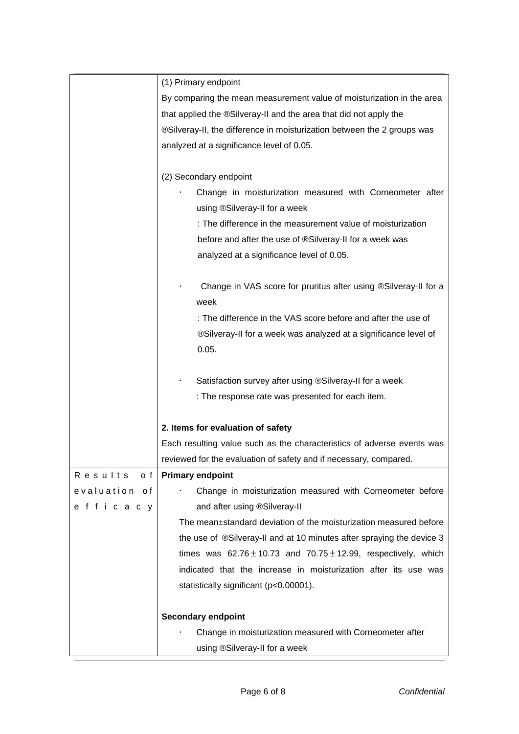| | |
|---|---|
| | (1) Primary endpoint<br>By comparing the mean measurement value of moisturization in the area that applied the ®Silveray-II and the area that did not apply the ®Silveray-II, the difference in moisturization between the 2 groups was analyzed at a significance level of 0.05.<br><br>(2) Secondary endpoint<br>· Change in moisturization measured with Corneometer after using ®Silveray-II for a week<br>: The difference in the measurement value of moisturization before and after the use of ®Silveray-II for a week was analyzed at a significance level of 0.05.<br><br>· Change in VAS score for pruritus after using ®Silveray-II for a week<br>: The difference in the VAS score before and after the use of ®Silveray-II for a week was analyzed at a significance level of 0.05.<br><br>· Satisfaction survey after using ®Silveray-II for a week<br>: The response rate was presented for each item.<br><br>**2. Items for evaluation of safety**<br>Each resulting value such as the characteristics of adverse events was reviewed for the evaluation of safety and if necessary, compared. |
| Results of evaluation of efficacy | **Primary endpoint**<br>· Change in moisturization measured with Corneometer before and after using ®Silveray-II<br>The mean±standard deviation of the moisturization measured before the use of ®Silveray-II and at 10 minutes after spraying the device 3 times was $62.76 \pm 10.73$ and $70.75 \pm 12.99$, respectively, which indicated that the increase in moisturization after its use was statistically significant ($p<0.00001$).<br><br>**Secondary endpoint**<br>· Change in moisturization measured with Corneometer after using ®Silveray-II for a week |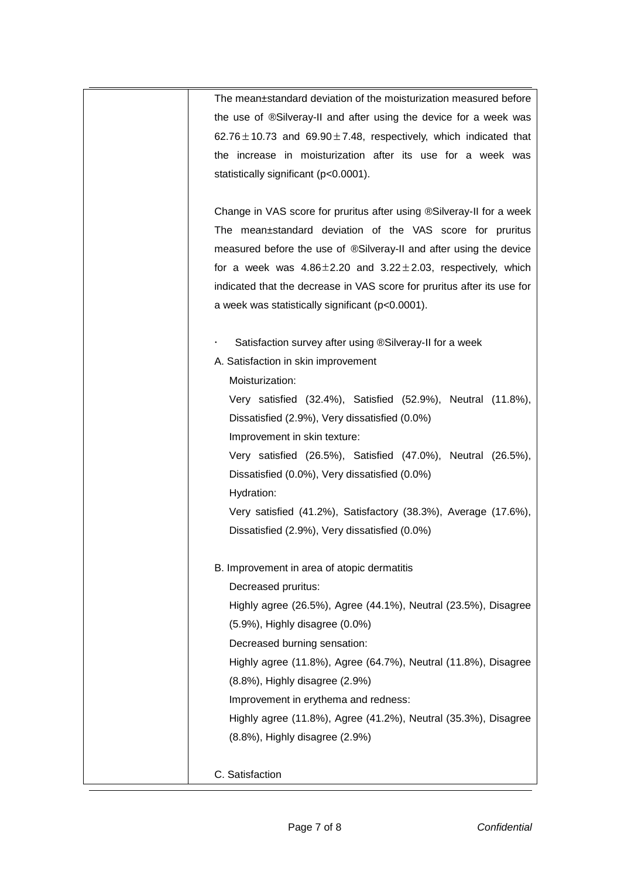The mean±standard deviation of the moisturization measured before the use of ®Silveray-II and after using the device for a week was $62.76 \pm 10.73$ and $69.90 \pm 7.48$, respectively, which indicated that the increase in moisturization after its use for a week was statistically significant ($p<0.0001$).

Change in VAS score for pruritus after using ®Silveray-II for a week

The mean±standard deviation of the VAS score for pruritus measured before the use of ®Silveray-II and after using the device for a week was $4.86 \pm 2.20$ and $3.22 \pm 2.03$, respectively, which indicated that the decrease in VAS score for pruritus after its use for a week was statistically significant ($p<0.0001$).

- Satisfaction survey after using ®Silveray-II for a week

A. Satisfaction in skin improvement

Moisturization:
Very satisfied (32.4%), Satisfied (52.9%), Neutral (11.8%), Dissatisfied (2.9%), Very dissatisfied (0.0%)

Improvement in skin texture:
Very satisfied (26.5%), Satisfied (47.0%), Neutral (26.5%), Dissatisfied (0.0%), Very dissatisfied (0.0%)

Hydration:
Very satisfied (41.2%), Satisfactory (38.3%), Average (17.6%), Dissatisfied (2.9%), Very dissatisfied (0.0%)

B. Improvement in area of atopic dermatitis

Decreased pruritus:
Highly agree (26.5%), Agree (44.1%), Neutral (23.5%), Disagree (5.9%), Highly disagree (0.0%)

Decreased burning sensation:
Highly agree (11.8%), Agree (64.7%), Neutral (11.8%), Disagree (8.8%), Highly disagree (2.9%)

Improvement in erythema and redness:
Highly agree (11.8%), Agree (41.2%), Neutral (35.3%), Disagree (8.8%), Highly disagree (2.9%)

C. Satisfaction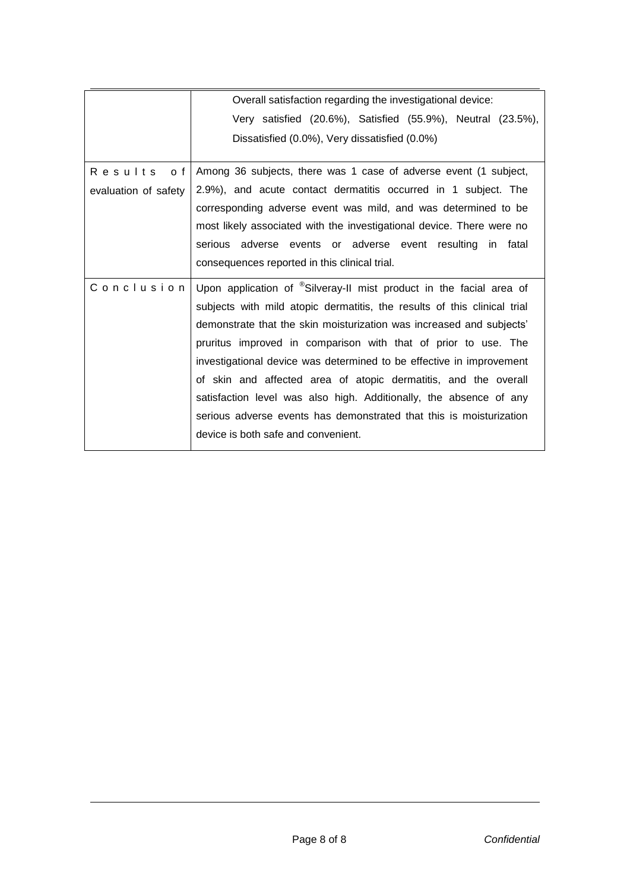| | |
|---|---|
| | Overall satisfaction regarding the investigational device:<br>Very satisfied (20.6%), Satisfied (55.9%), Neutral (23.5%), Dissatisfied (0.0%), Very dissatisfied (0.0%) |
| Results of evaluation of safety | Among 36 subjects, there was 1 case of adverse event (1 subject, 2.9%), and acute contact dermatitis occurred in 1 subject. The corresponding adverse event was mild, and was determined to be most likely associated with the investigational device. There were no serious adverse events or adverse event resulting in fatal consequences reported in this clinical trial. |
| Conclusion | Upon application of ®Silveray-II mist product in the facial area of subjects with mild atopic dermatitis, the results of this clinical trial demonstrate that the skin moisturization was increased and subjects' pruritus improved in comparison with that of prior to use. The investigational device was determined to be effective in improvement of skin and affected area of atopic dermatitis, and the overall satisfaction level was also high. Additionally, the absence of any serious adverse events has demonstrated that this is moisturization device is both safe and convenient. |

*Confidential*